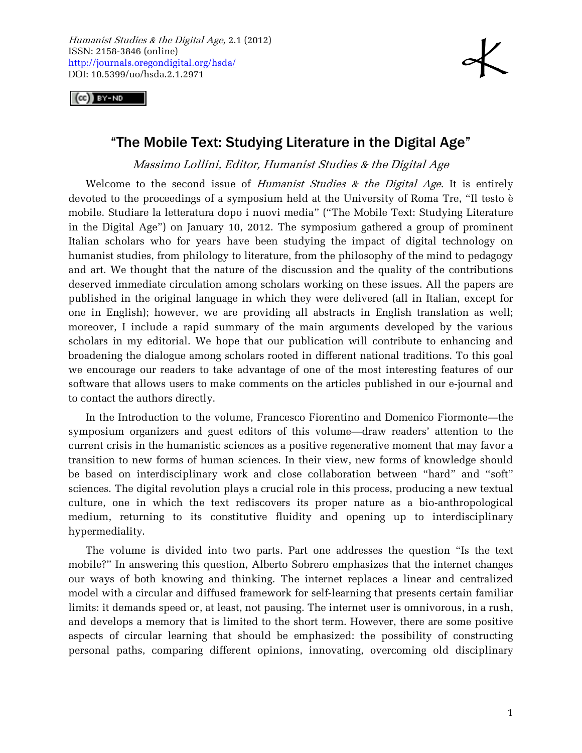*Humanist Studies & the Digital Age*, 2.1 (2012)
ISSN: 2158-3846 (online)
http://journals.oregondigital.org/hsda/
DOI: 10.5399/uo/hsda.2.1.2971

# "The Mobile Text: Studying Literature in the Digital Age"

*Massimo Lollini, Editor, Humanist Studies & the Digital Age*

Welcome to the second issue of *Humanist Studies & the Digital Age*. It is entirely devoted to the proceedings of a symposium held at the University of Roma Tre, "Il testo è mobile. Studiare la letteratura dopo i nuovi media" ("The Mobile Text: Studying Literature in the Digital Age") on January 10, 2012. The symposium gathered a group of prominent Italian scholars who for years have been studying the impact of digital technology on humanist studies, from philology to literature, from the philosophy of the mind to pedagogy and art. We thought that the nature of the discussion and the quality of the contributions deserved immediate circulation among scholars working on these issues. All the papers are published in the original language in which they were delivered (all in Italian, except for one in English); however, we are providing all abstracts in English translation as well; moreover, I include a rapid summary of the main arguments developed by the various scholars in my editorial. We hope that our publication will contribute to enhancing and broadening the dialogue among scholars rooted in different national traditions. To this goal we encourage our readers to take advantage of one of the most interesting features of our software that allows users to make comments on the articles published in our e-journal and to contact the authors directly.

In the Introduction to the volume, Francesco Fiorentino and Domenico Fiormonte—the symposium organizers and guest editors of this volume—draw readers' attention to the current crisis in the humanistic sciences as a positive regenerative moment that may favor a transition to new forms of human sciences. In their view, new forms of knowledge should be based on interdisciplinary work and close collaboration between "hard" and "soft" sciences. The digital revolution plays a crucial role in this process, producing a new textual culture, one in which the text rediscovers its proper nature as a bio-anthropological medium, returning to its constitutive fluidity and opening up to interdisciplinary hypermediality.

The volume is divided into two parts. Part one addresses the question "Is the text mobile?" In answering this question, Alberto Sobrero emphasizes that the internet changes our ways of both knowing and thinking. The internet replaces a linear and centralized model with a circular and diffused framework for self-learning that presents certain familiar limits: it demands speed or, at least, not pausing. The internet user is omnivorous, in a rush, and develops a memory that is limited to the short term. However, there are some positive aspects of circular learning that should be emphasized: the possibility of constructing personal paths, comparing different opinions, innovating, overcoming old disciplinary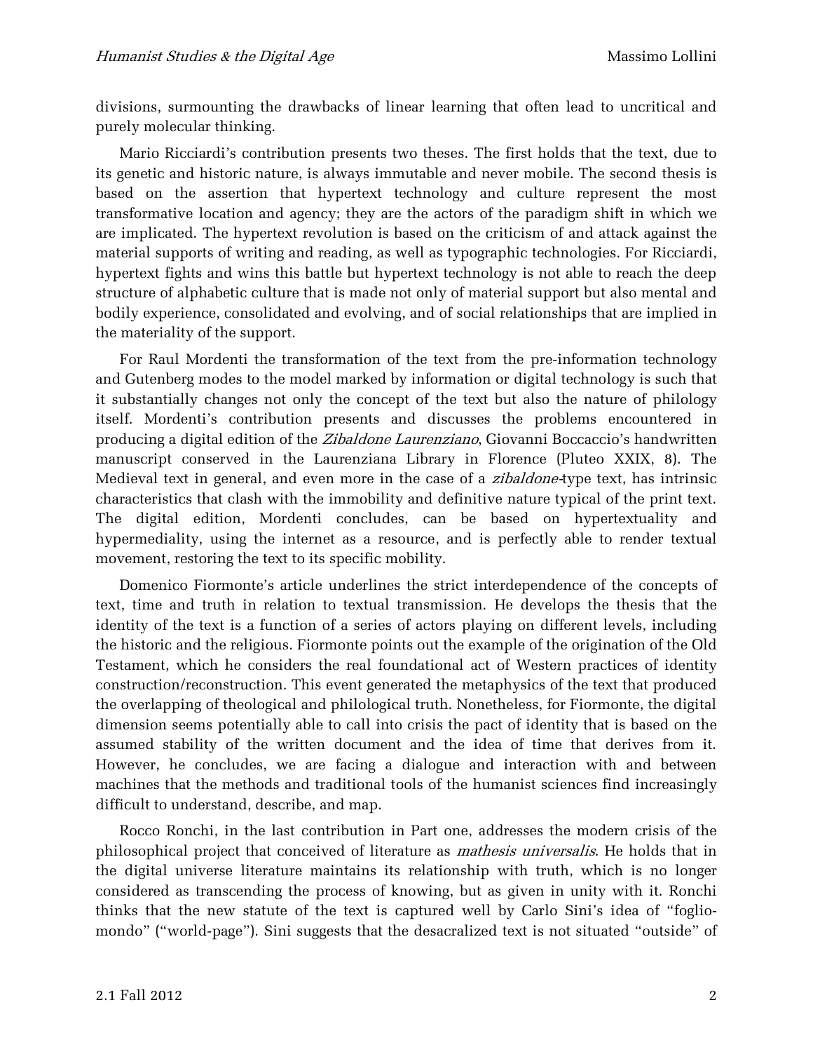divisions, surmounting the drawbacks of linear learning that often lead to uncritical and purely molecular thinking.

Mario Ricciardi's contribution presents two theses. The first holds that the text, due to its genetic and historic nature, is always immutable and never mobile. The second thesis is based on the assertion that hypertext technology and culture represent the most transformative location and agency; they are the actors of the paradigm shift in which we are implicated. The hypertext revolution is based on the criticism of and attack against the material supports of writing and reading, as well as typographic technologies. For Ricciardi, hypertext fights and wins this battle but hypertext technology is not able to reach the deep structure of alphabetic culture that is made not only of material support but also mental and bodily experience, consolidated and evolving, and of social relationships that are implied in the materiality of the support.

For Raul Mordenti the transformation of the text from the pre-information technology and Gutenberg modes to the model marked by information or digital technology is such that it substantially changes not only the concept of the text but also the nature of philology itself. Mordenti's contribution presents and discusses the problems encountered in producing a digital edition of the *Zibaldone Laurenziano*, Giovanni Boccaccio's handwritten manuscript conserved in the Laurenziana Library in Florence (Pluteo XXIX, 8). The Medieval text in general, and even more in the case of a *zibaldone*-type text, has intrinsic characteristics that clash with the immobility and definitive nature typical of the print text. The digital edition, Mordenti concludes, can be based on hypertextuality and hypermediality, using the internet as a resource, and is perfectly able to render textual movement, restoring the text to its specific mobility.

Domenico Fiormonte's article underlines the strict interdependence of the concepts of text, time and truth in relation to textual transmission. He develops the thesis that the identity of the text is a function of a series of actors playing on different levels, including the historic and the religious. Fiormonte points out the example of the origination of the Old Testament, which he considers the real foundational act of Western practices of identity construction/reconstruction. This event generated the metaphysics of the text that produced the overlapping of theological and philological truth. Nonetheless, for Fiormonte, the digital dimension seems potentially able to call into crisis the pact of identity that is based on the assumed stability of the written document and the idea of time that derives from it. However, he concludes, we are facing a dialogue and interaction with and between machines that the methods and traditional tools of the humanist sciences find increasingly difficult to understand, describe, and map.

Rocco Ronchi, in the last contribution in Part one, addresses the modern crisis of the philosophical project that conceived of literature as *mathesis universalis*. He holds that in the digital universe literature maintains its relationship with truth, which is no longer considered as transcending the process of knowing, but as given in unity with it. Ronchi thinks that the new statute of the text is captured well by Carlo Sini's idea of "foglio-mondo" ("world-page"). Sini suggests that the desacralized text is not situated "outside" of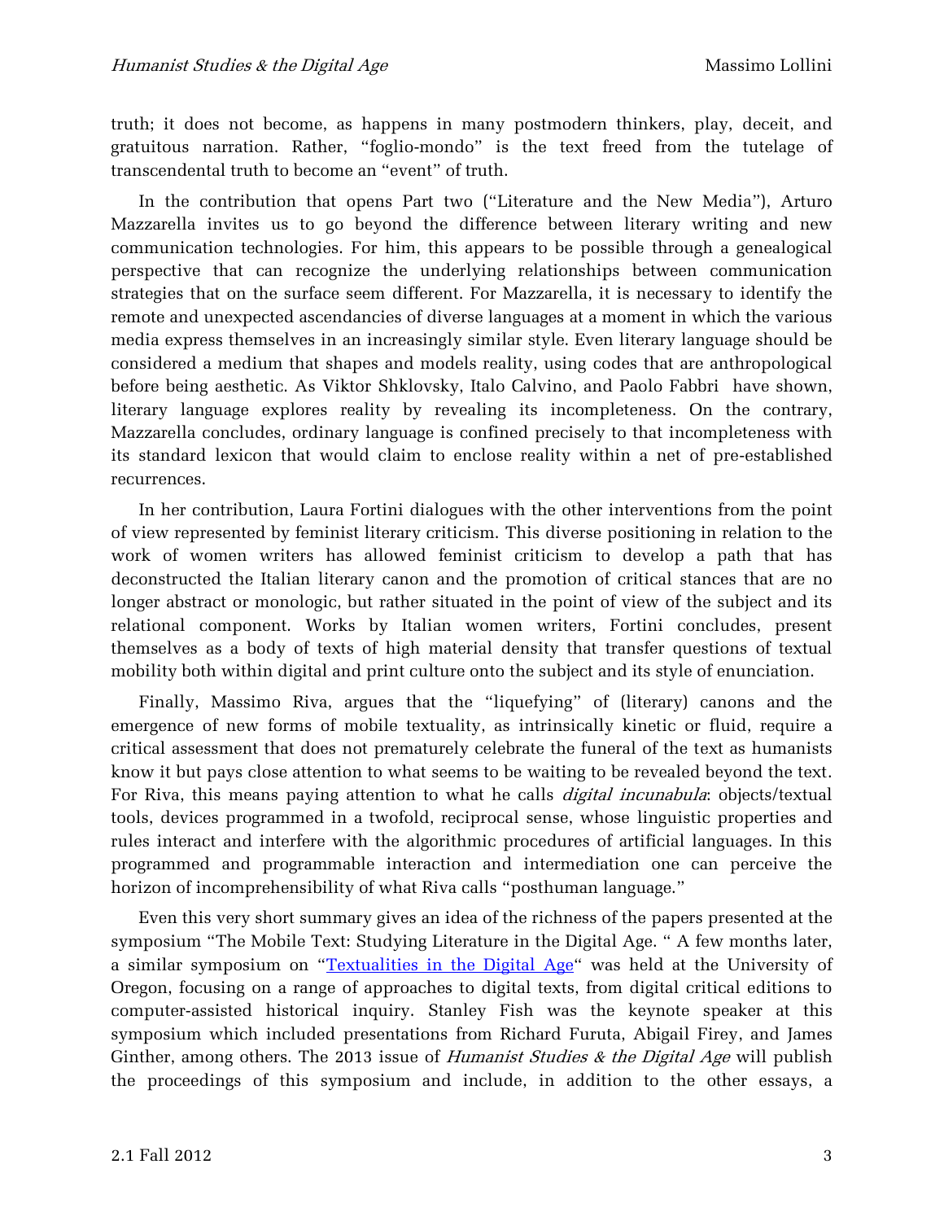truth; it does not become, as happens in many postmodern thinkers, play, deceit, and gratuitous narration. Rather, "foglio-mondo" is the text freed from the tutelage of transcendental truth to become an "event" of truth.

In the contribution that opens Part two ("Literature and the New Media"), Arturo Mazzarella invites us to go beyond the difference between literary writing and new communication technologies. For him, this appears to be possible through a genealogical perspective that can recognize the underlying relationships between communication strategies that on the surface seem different. For Mazzarella, it is necessary to identify the remote and unexpected ascendancies of diverse languages at a moment in which the various media express themselves in an increasingly similar style. Even literary language should be considered a medium that shapes and models reality, using codes that are anthropological before being aesthetic. As Viktor Shklovsky, Italo Calvino, and Paolo Fabbri have shown, literary language explores reality by revealing its incompleteness. On the contrary, Mazzarella concludes, ordinary language is confined precisely to that incompleteness with its standard lexicon that would claim to enclose reality within a net of pre-established recurrences.

In her contribution, Laura Fortini dialogues with the other interventions from the point of view represented by feminist literary criticism. This diverse positioning in relation to the work of women writers has allowed feminist criticism to develop a path that has deconstructed the Italian literary canon and the promotion of critical stances that are no longer abstract or monologic, but rather situated in the point of view of the subject and its relational component. Works by Italian women writers, Fortini concludes, present themselves as a body of texts of high material density that transfer questions of textual mobility both within digital and print culture onto the subject and its style of enunciation.

Finally, Massimo Riva, argues that the "liquefying" of (literary) canons and the emergence of new forms of mobile textuality, as intrinsically kinetic or fluid, require a critical assessment that does not prematurely celebrate the funeral of the text as humanists know it but pays close attention to what seems to be waiting to be revealed beyond the text. For Riva, this means paying attention to what he calls *digital incunabula*: objects/textual tools, devices programmed in a twofold, reciprocal sense, whose linguistic properties and rules interact and interfere with the algorithmic procedures of artificial languages. In this programmed and programmable interaction and intermediation one can perceive the horizon of incomprehensibility of what Riva calls "posthuman language."

Even this very short summary gives an idea of the richness of the papers presented at the symposium "The Mobile Text: Studying Literature in the Digital Age. " A few months later, a similar symposium on "Textualities in the Digital Age" was held at the University of Oregon, focusing on a range of approaches to digital texts, from digital critical editions to computer-assisted historical inquiry. Stanley Fish was the keynote speaker at this symposium which included presentations from Richard Furuta, Abigail Firey, and James Ginther, among others. The 2013 issue of *Humanist Studies & the Digital Age* will publish the proceedings of this symposium and include, in addition to the other essays, a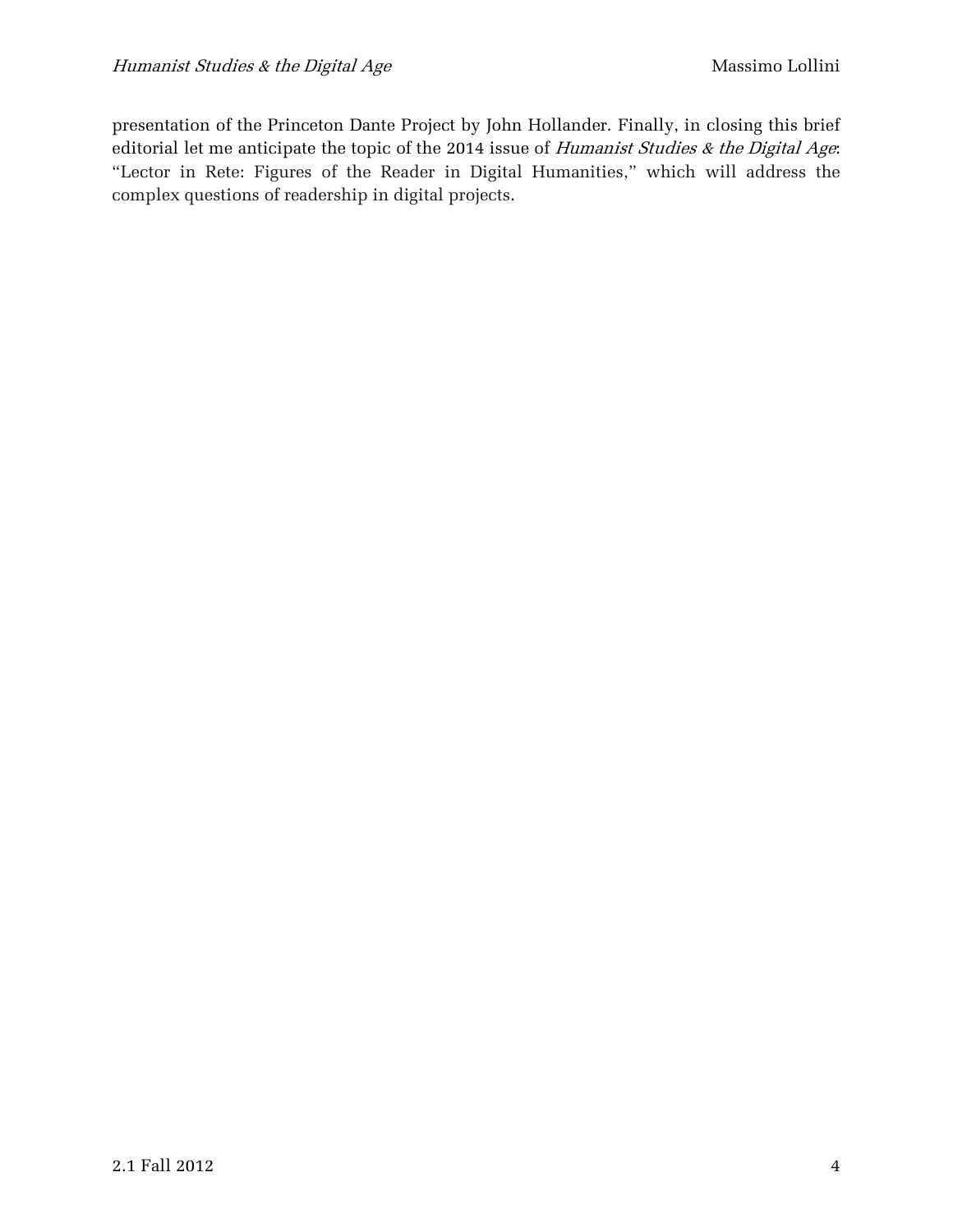presentation of the Princeton Dante Project by John Hollander. Finally, in closing this brief editorial let me anticipate the topic of the 2014 issue of *Humanist Studies & the Digital Age*: "Lector in Rete: Figures of the Reader in Digital Humanities," which will address the complex questions of readership in digital projects.